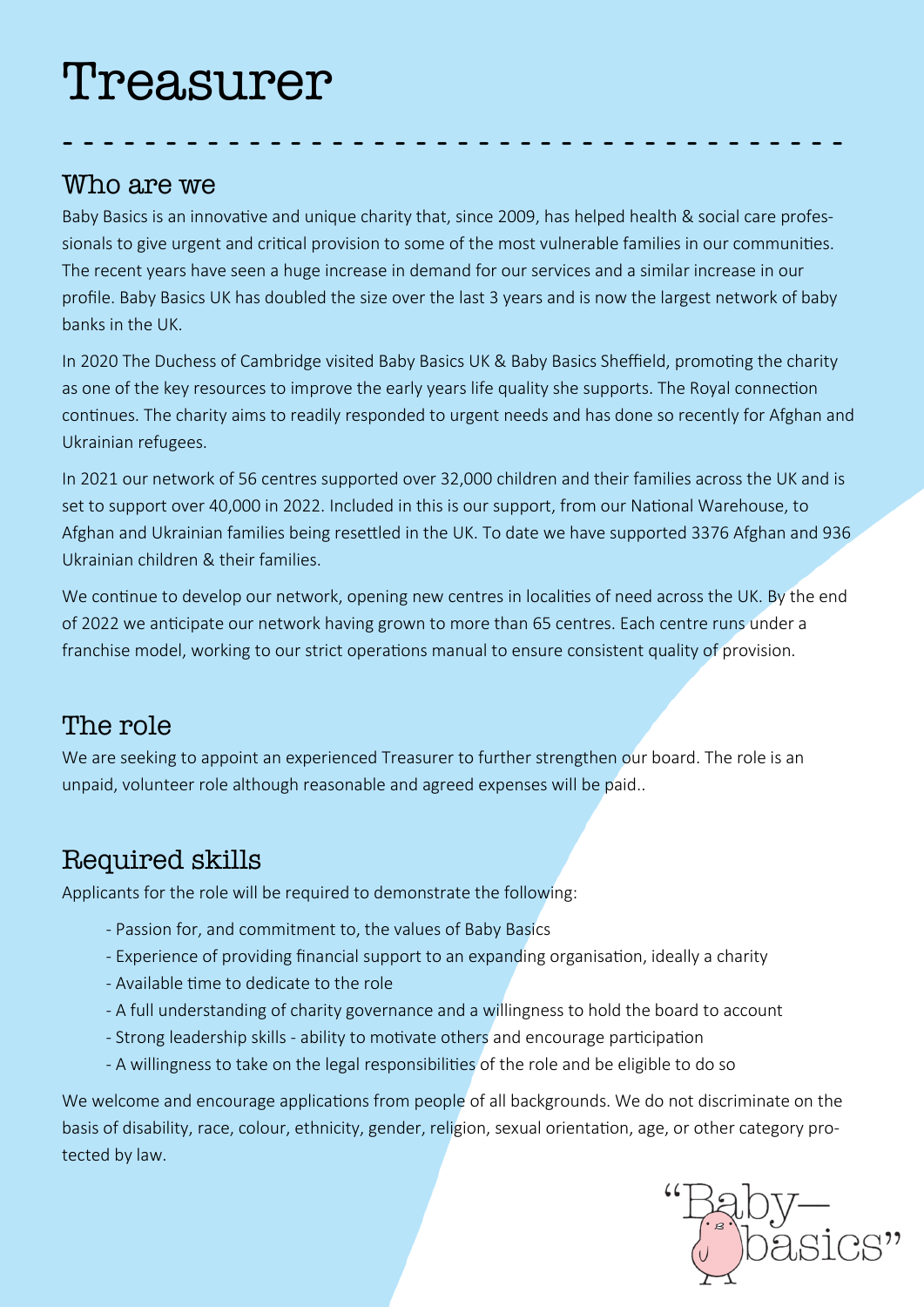# Treasurer

## Who are we

Baby Basics is an innovative and unique charity that, since 2009, has helped health & social care professionals to give urgent and critical provision to some of the most vulnerable families in our communities. The recent years have seen a huge increase in demand for our services and a similar increase in our profile. Baby Basics UK has doubled the size over the last 3 years and is now the largest network of baby banks in the UK.

In 2020 The Duchess of Cambridge visited Baby Basics UK & Baby Basics Sheffield, promoting the charity as one of the key resources to improve the early years life quality she supports. The Royal connection continues. The charity aims to readily responded to urgent needs and has done so recently for Afghan and Ukrainian refugees.

In 2021 our network of 56 centres supported over 32,000 children and their families across the UK and is set to support over 40,000 in 2022. Included in this is our support, from our National Warehouse, to Afghan and Ukrainian families being resettled in the UK. To date we have supported 3376 Afghan and 936 Ukrainian children & their families.

We continue to develop our network, opening new centres in localities of need across the UK. By the end of 2022 we anticipate our network having grown to more than 65 centres. Each centre runs under a franchise model, working to our strict operations manual to ensure consistent quality of provision.

## The role

We are seeking to appoint an experienced Treasurer to further strengthen our board. The role is an unpaid, volunteer role although reasonable and agreed expenses will be paid..

## Required skills

Applicants for the role will be required to demonstrate the following:

- Passion for, and commitment to, the values of Baby Basics
- Experience of providing financial support to an expanding organisation, ideally a charity
- Available time to dedicate to the role
- A full understanding of charity governance and a willingness to hold the board to account
- Strong leadership skills - ability to motivate others and encourage participation
- A willingness to take on the legal responsibilities of the role and be eligible to do so

We welcome and encourage applications from people of all backgrounds. We do not discriminate on the basis of disability, race, colour, ethnicity, gender, religion, sexual orientation, age, or other category protected by law.

"Baby— basics"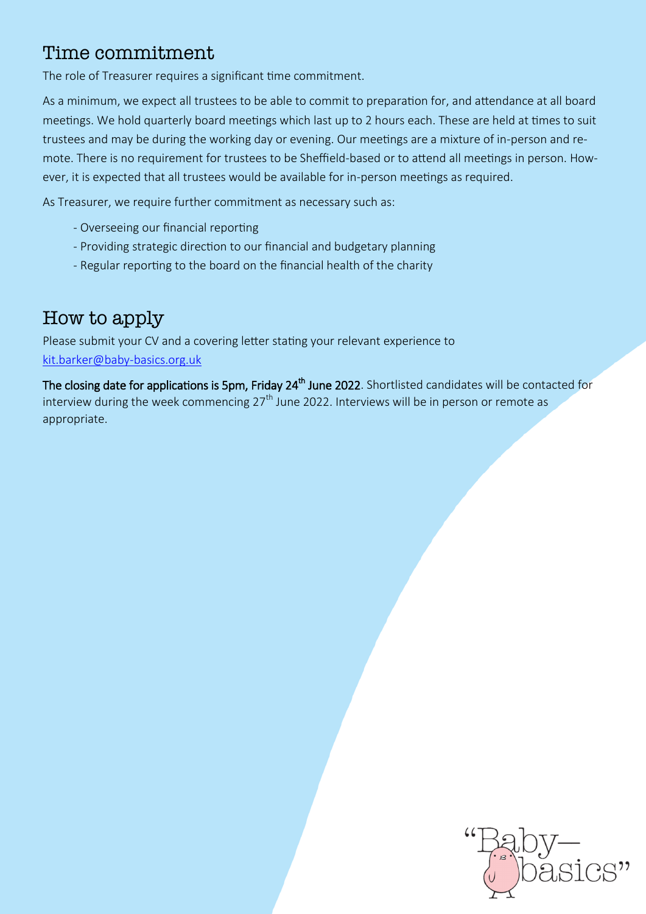## Time commitment

The role of Treasurer requires a significant time commitment.

As a minimum, we expect all trustees to be able to commit to preparation for, and attendance at all board meetings. We hold quarterly board meetings which last up to 2 hours each. These are held at times to suit trustees and may be during the working day or evening. Our meetings are a mixture of in-person and remote. There is no requirement for trustees to be Sheffield-based or to attend all meetings in person. However, it is expected that all trustees would be available for in-person meetings as required.

As Treasurer, we require further commitment as necessary such as:

- Overseeing our financial reporting
- Providing strategic direction to our financial and budgetary planning
- Regular reporting to the board on the financial health of the charity

## How to apply

Please submit your CV and a covering letter stating your relevant experience to kit.barker@baby-basics.org.uk

**The closing date for applications is 5pm, Friday 24th June 2022**. Shortlisted candidates will be contacted for interview during the week commencing 27th June 2022. Interviews will be in person or remote as appropriate.

"Baby—basics"